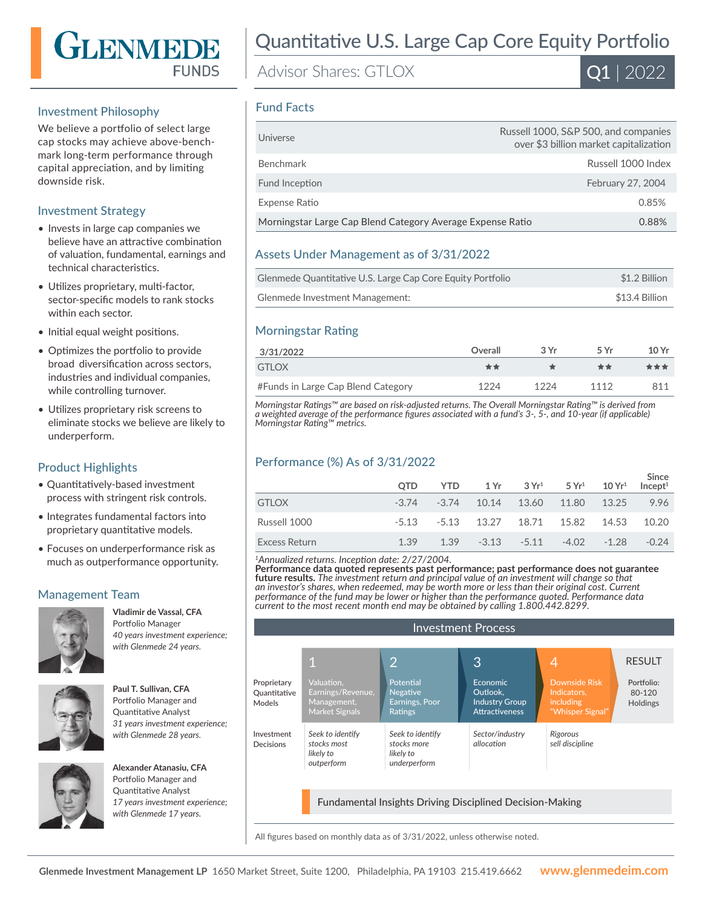# GLENMEDE FUNDS

# Quantitative U.S. Large Cap Core Equity Portfolio

Advisor Shares: GTLOX

**Q1 | 2022**

## Investment Philosophy

We believe a portfolio of select large cap stocks may achieve above-benchmark long-term performance through capital appreciation, and by limiting downside risk.

## Investment Strategy

- Invests in large cap companies we believe have an attractive combination of valuation, fundamental, earnings and technical characteristics.
- Utilizes proprietary, multi-factor, sector-specific models to rank stocks within each sector.
- Initial equal weight positions.
- Optimizes the portfolio to provide broad diversification across sectors, industries and individual companies, while controlling turnover.
- Utilizes proprietary risk screens to eliminate stocks we believe are likely to underperform.

## Product Highlights

- Quantitatively-based investment process with stringent risk controls.
- Integrates fundamental factors into proprietary quantitative models.
- Focuses on underperformance risk as much as outperformance opportunity.

## Management Team

**Vladimir de Vassal, CFA**
Portfolio Manager
*40 years investment experience; with Glenmede 24 years.*

**Paul T. Sullivan, CFA**
Portfolio Manager and Quantitative Analyst
*31 years investment experience; with Glenmede 28 years.*

**Alexander Atanasiu, CFA**
Portfolio Manager and Quantitative Analyst
*17 years investment experience; with Glenmede 17 years.*

## Fund Facts

| | |
|---|---|
| Universe | Russell 1000, S&P 500, and companies over $3 billion market capitalization |
| Benchmark | Russell 1000 Index |
| Fund Inception | February 27, 2004 |
| Expense Ratio | 0.85% |
| Morningstar Large Cap Blend Category Average Expense Ratio | 0.88% |

## Assets Under Management as of 3/31/2022

| | |
|---|---|
| Glenmede Quantitative U.S. Large Cap Core Equity Portfolio | $1.2 Billion |
| Glenmede Investment Management: | $13.4 Billion |

## Morningstar Rating

| 3/31/2022 | Overall | 3 Yr | 5 Yr | 10 Yr |
|---|---|---|---|---|
| GTLOX | ★★ | ★ | ★★ | ★★★ |
| #Funds in Large Cap Blend Category | 1224 | 1224 | 1112 | 811 |

*Morningstar Ratings™ are based on risk-adjusted returns. The Overall Morningstar Rating™ is derived from a weighted average of the performance figures associated with a fund's 3-, 5-, and 10-year (if applicable) Morningstar Rating™ metrics.*

## Performance (%) As of 3/31/2022

| | QTD | YTD | 1 Yr | 3 Yr[1] | 5 Yr[1] | 10 Yr[1] | Since Incept[1] |
|---|---|---|---|---|---|---|---|
| GTLOX | -3.74 | -3.74 | 10.14 | 13.60 | 11.80 | 13.25 | 9.96 |
| Russell 1000 | -5.13 | -5.13 | 13.27 | 18.71 | 15.82 | 14.53 | 10.20 |
| Excess Return | 1.39 | 1.39 | -3.13 | -5.11 | -4.02 | -1.28 | -0.24 |

[1]*Annualized returns. Inception date: 2/27/2004.*
**Performance data quoted represents past performance; past performance does not guarantee future results.** *The investment return and principal value of an investment will change so that an investor's shares, when redeemed, may be worth more or less than their original cost. Current performance of the fund may be lower or higher than the performance quoted. Performance data current to the most recent month end may be obtained by calling 1.800.442.8299.*

## Investment Process

| | 1 | 2 | 3 | 4 | RESULT |
|---|---|---|---|---|---|
| Proprietary Quantitative Models | Valuation, Earnings/Revenue, Management, Market Signals | Potential Negative Earnings, Poor Ratings | Economic Outlook, Industry Group Attractiveness | Downside Risk Indicators, including "Whisper Signal" | Portfolio: 80-120 Holdings |
| Investment Decisions | *Seek to identify stocks most likely to outperform* | *Seek to identify stocks more likely to underperform* | *Sector/industry allocation* | *Rigorous sell discipline* | |

Fundamental Insights Driving Disciplined Decision-Making

All figures based on monthly data as of 3/31/2022, unless otherwise noted.

**Glenmede Investment Management LP** 1650 Market Street, Suite 1200, Philadelphia, PA 19103 215.419.6662 **www.glenmedeim.com**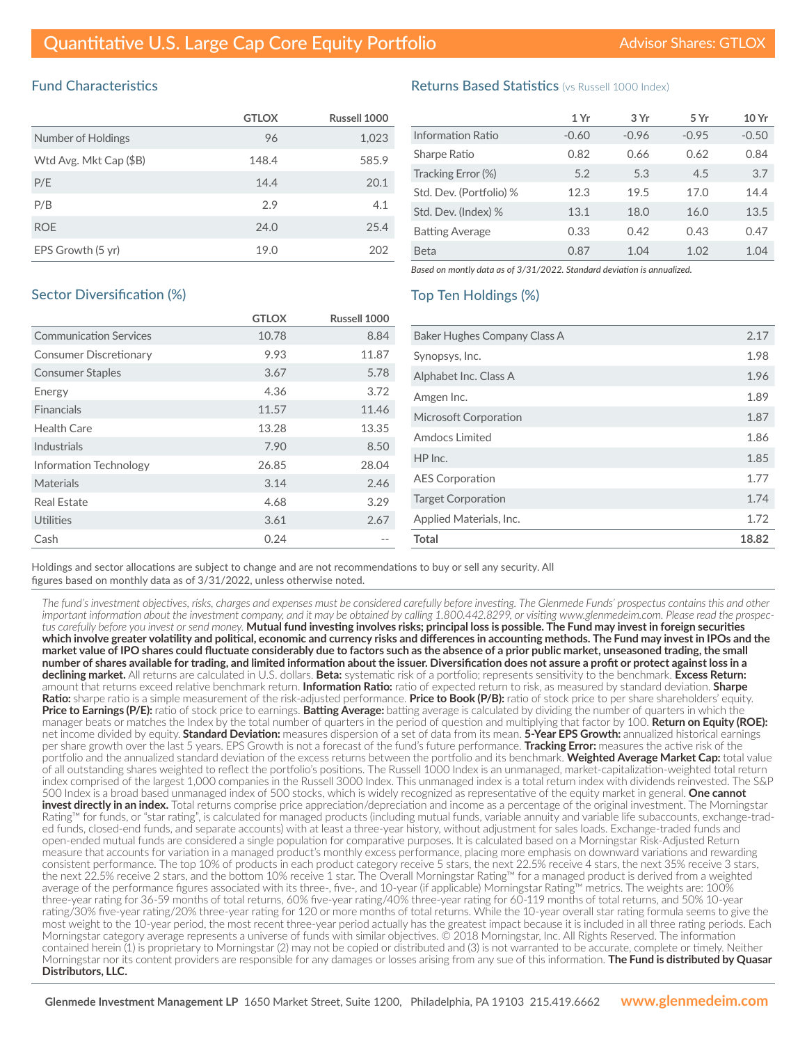# Quantitative U.S. Large Cap Core Equity Portfolio

Advisor Shares: GTLOX

## Fund Characteristics

| | GTLOX | Russell 1000 |
|---|---|---|
| Number of Holdings | 96 | 1,023 |
| Wtd Avg. Mkt Cap ($B) | 148.4 | 585.9 |
| P/E | 14.4 | 20.1 |
| P/B | 2.9 | 4.1 |
| ROE | 24.0 | 25.4 |
| EPS Growth (5 yr) | 19.0 | 202 |

## Returns Based Statistics (vs Russell 1000 Index)

| | 1 Yr | 3 Yr | 5 Yr | 10 Yr |
|---|---|---|---|---|
| Information Ratio | -0.60 | -0.96 | -0.95 | -0.50 |
| Sharpe Ratio | 0.82 | 0.66 | 0.62 | 0.84 |
| Tracking Error (%) | 5.2 | 5.3 | 4.5 | 3.7 |
| Std. Dev. (Portfolio) % | 12.3 | 19.5 | 17.0 | 14.4 |
| Std. Dev. (Index) % | 13.1 | 18.0 | 16.0 | 13.5 |
| Batting Average | 0.33 | 0.42 | 0.43 | 0.47 |
| Beta | 0.87 | 1.04 | 1.02 | 1.04 |

*Based on montly data as of 3/31/2022. Standard deviation is annualized.*

## Sector Diversification (%)

| | GTLOX | Russell 1000 |
|---|---|---|
| Communication Services | 10.78 | 8.84 |
| Consumer Discretionary | 9.93 | 11.87 |
| Consumer Staples | 3.67 | 5.78 |
| Energy | 4.36 | 3.72 |
| Financials | 11.57 | 11.46 |
| Health Care | 13.28 | 13.35 |
| Industrials | 7.90 | 8.50 |
| Information Technology | 26.85 | 28.04 |
| Materials | 3.14 | 2.46 |
| Real Estate | 4.68 | 3.29 |
| Utilities | 3.61 | 2.67 |
| Cash | 0.24 | -- |

## Top Ten Holdings (%)

| | |
|---|---|
| Baker Hughes Company Class A | 2.17 |
| Synopsys, Inc. | 1.98 |
| Alphabet Inc. Class A | 1.96 |
| Amgen Inc. | 1.89 |
| Microsoft Corporation | 1.87 |
| Amdocs Limited | 1.86 |
| HP Inc. | 1.85 |
| AES Corporation | 1.77 |
| Target Corporation | 1.74 |
| Applied Materials, Inc. | 1.72 |
| **Total** | **18.82** |

Holdings and sector allocations are subject to change and are not recommendations to buy or sell any security. All figures based on monthly data as of 3/31/2022, unless otherwise noted.

*The fund's investment objectives, risks, charges and expenses must be considered carefully before investing. The Glenmede Funds' prospectus contains this and other important information about the investment company, and it may be obtained by calling 1.800.442.8299, or visiting www.glenmedeim.com. Please read the prospectus carefully before you invest or send money.* **Mutual fund investing involves risks; principal loss is possible. The Fund may invest in foreign securities which involve greater volatility and political, economic and currency risks and differences in accounting methods. The Fund may invest in IPOs and the market value of IPO shares could fluctuate considerably due to factors such as the absence of a prior public market, unseasoned trading, the small number of shares available for trading, and limited information about the issuer. Diversification does not assure a profit or protect against loss in a declining market.** All returns are calculated in U.S. dollars. **Beta:** systematic risk of a portfolio; represents sensitivity to the benchmark. **Excess Return:** amount that returns exceed relative benchmark return. **Information Ratio:** ratio of expected return to risk, as measured by standard deviation. **Sharpe Ratio:** sharpe ratio is a simple measurement of the risk-adjusted performance. **Price to Book (P/B):** ratio of stock price to per share shareholders' equity. **Price to Earnings (P/E):** ratio of stock price to earnings. **Batting Average:** batting average is calculated by dividing the number of quarters in which the manager beats or matches the Index by the total number of quarters in the period of question and multiplying that factor by 100. **Return on Equity (ROE):** net income divided by equity. **Standard Deviation:** measures dispersion of a set of data from its mean. **5-Year EPS Growth:** annualized historical earnings per share growth over the last 5 years. EPS Growth is not a forecast of the fund's future performance. **Tracking Error:** measures the active risk of the portfolio and the annualized standard deviation of the excess returns between the portfolio and its benchmark. **Weighted Average Market Cap:** total value of all outstanding shares weighted to reflect the portfolio's positions. The Russell 1000 Index is an unmanaged, market-capitalization-weighted total return index comprised of the largest 1,000 companies in the Russell 3000 Index. This unmanaged index is a total return index with dividends reinvested. The S&P 500 Index is a broad based unmanaged index of 500 stocks, which is widely recognized as representative of the equity market in general. **One cannot invest directly in an index.** Total returns comprise price appreciation/depreciation and income as a percentage of the original investment. The Morningstar Rating™ for funds, or "star rating", is calculated for managed products (including mutual funds, variable annuity and variable life subaccounts, exchange-traded funds, closed-end funds, and separate accounts) with at least a three-year history, without adjustment for sales loads. Exchange-traded funds and open-ended mutual funds are considered a single population for comparative purposes. It is calculated based on a Morningstar Risk-Adjusted Return measure that accounts for variation in a managed product's monthly excess performance, placing more emphasis on downward variations and rewarding consistent performance. The top 10% of products in each product category receive 5 stars, the next 22.5% receive 4 stars, the next 35% receive 3 stars, the next 22.5% receive 2 stars, and the bottom 10% receive 1 star. The Overall Morningstar Rating™ for a managed product is derived from a weighted average of the performance figures associated with its three-, five-, and 10-year (if applicable) Morningstar Rating™ metrics. The weights are: 100% three-year rating for 36-59 months of total returns, 60% five-year rating/40% three-year rating for 60-119 months of total returns, and 50% 10-year rating/30% five-year rating/20% three-year rating for 120 or more months of total returns. While the 10-year overall star rating formula seems to give the most weight to the 10-year period, the most recent three-year period actually has the greatest impact because it is included in all three rating periods. Each Morningstar category average represents a universe of funds with similar objectives. © 2018 Morningstar, Inc. All Rights Reserved. The information contained herein (1) is proprietary to Morningstar (2) may not be copied or distributed and (3) is not warranted to be accurate, complete or timely. Neither Morningstar nor its content providers are responsible for any damages or losses arising from any sue of this information. **The Fund is distributed by Quasar Distributors, LLC.**

**Glenmede Investment Management LP** 1650 Market Street, Suite 1200, Philadelphia, PA 19103 215.419.6662 **www.glenmedeim.com**